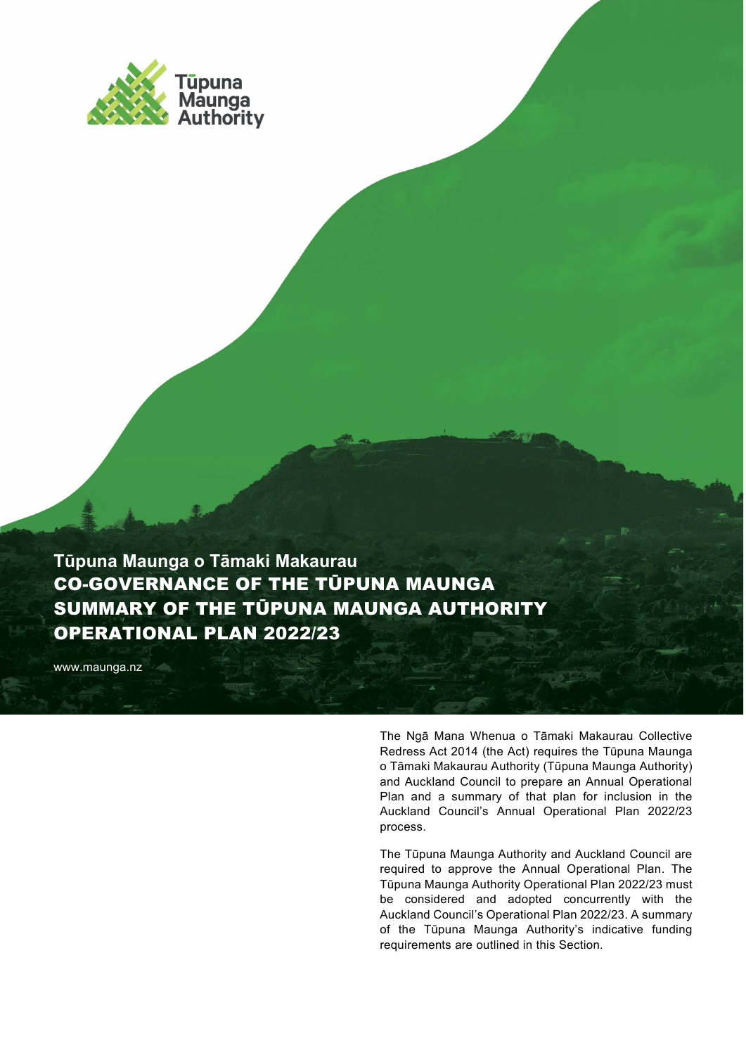Tūpuna Maunga Authority

**Tūpuna Maunga o Tāmaki Makaurau**

# CO-GOVERNANCE OF THE TŪPUNA MAUNGA SUMMARY OF THE TŪPUNA MAUNGA AUTHORITY OPERATIONAL PLAN 2022/23

www.maunga.nz

The Ngā Mana Whenua o Tāmaki Makaurau Collective Redress Act 2014 (the Act) requires the Tūpuna Maunga o Tāmaki Makaurau Authority (Tūpuna Maunga Authority) and Auckland Council to prepare an Annual Operational Plan and a summary of that plan for inclusion in the Auckland Council's Annual Operational Plan 2022/23 process.

The Tūpuna Maunga Authority and Auckland Council are required to approve the Annual Operational Plan. The Tūpuna Maunga Authority Operational Plan 2022/23 must be considered and adopted concurrently with the Auckland Council's Operational Plan 2022/23. A summary of the Tūpuna Maunga Authority's indicative funding requirements are outlined in this Section.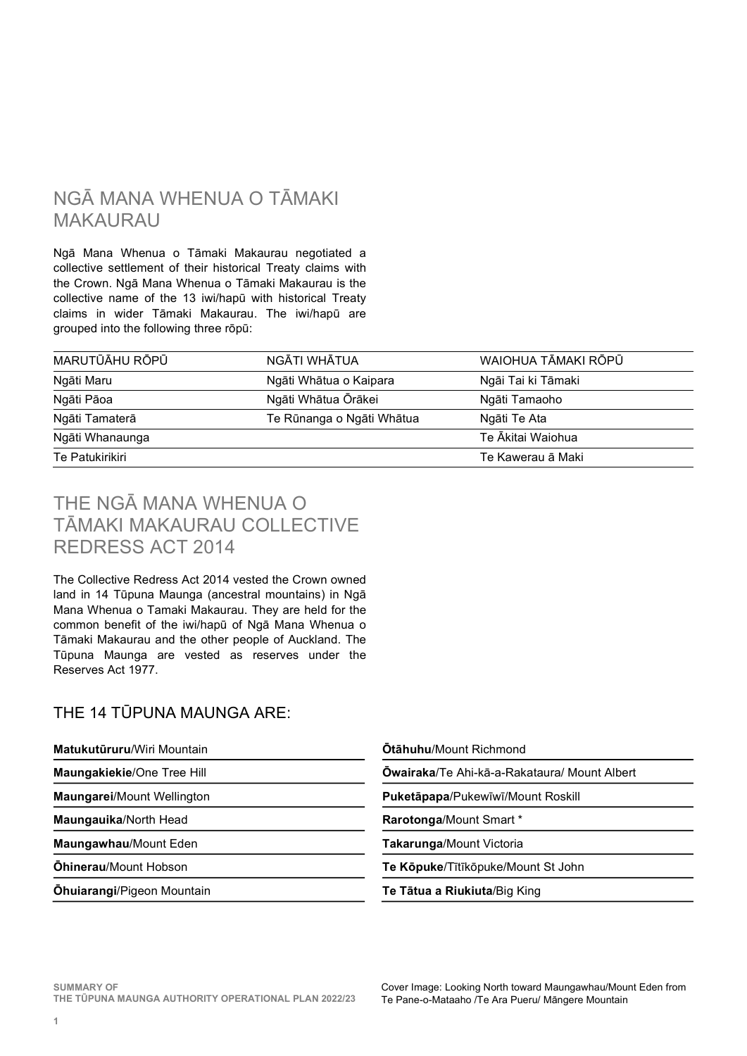## NGĀ MANA WHENUA O TĀMAKI MAKAURAU

Ngā Mana Whenua o Tāmaki Makaurau negotiated a collective settlement of their historical Treaty claims with the Crown. Ngā Mana Whenua o Tāmaki Makaurau is the collective name of the 13 iwi/hapū with historical Treaty claims in wider Tāmaki Makaurau. The iwi/hapū are grouped into the following three rōpū:

| MARUTŪĀHU RŌPŪ | NGĀTI WHĀTUA | WAIOHUA TĀMAKI RŌPŪ |
| --- | --- | --- |
| Ngāti Maru | Ngāti Whātua o Kaipara | Ngāi Tai ki Tāmaki |
| Ngāti Pāoa | Ngāti Whātua Ōrākei | Ngāti Tamaoho |
| Ngāti Tamaterā | Te Rūnanga o Ngāti Whātua | Ngāti Te Ata |
| Ngāti Whanaunga | | Te Ākitai Waiohua |
| Te Patukirikiri | | Te Kawerau ā Maki |

## THE NGĀ MANA WHENUA O TĀMAKI MAKAURAU COLLECTIVE REDRESS ACT 2014

The Collective Redress Act 2014 vested the Crown owned land in 14 Tūpuna Maunga (ancestral mountains) in Ngā Mana Whenua o Tamaki Makaurau. They are held for the common benefit of the iwi/hapū of Ngā Mana Whenua o Tāmaki Makaurau and the other people of Auckland. The Tūpuna Maunga are vested as reserves under the Reserves Act 1977.

### THE 14 TŪPUNA MAUNGA ARE:

- **Matukutūruru**/Wiri Mountain
- **Maungakiekie**/One Tree Hill
- **Maungarei**/Mount Wellington
- **Maungauika**/North Head
- **Maungawhau**/Mount Eden
- **Ōhinerau**/Mount Hobson
- **Ōhuiarangi**/Pigeon Mountain
- **Ōtāhuhu**/Mount Richmond
- **Ōwairaka**/Te Ahi-kā-a-Rakataura/ Mount Albert
- **Puketāpapa**/Pukewīwī/Mount Roskill
- **Rarotonga**/Mount Smart *
- **Takarunga**/Mount Victoria
- **Te Kōpuke**/Tītīkōpuke/Mount St John
- **Te Tātua a Riukiuta**/Big King

Cover Image: Looking North toward Maungawhau/Mount Eden from Te Pane-o-Mataaho /Te Ara Pueru/ Māngere Mountain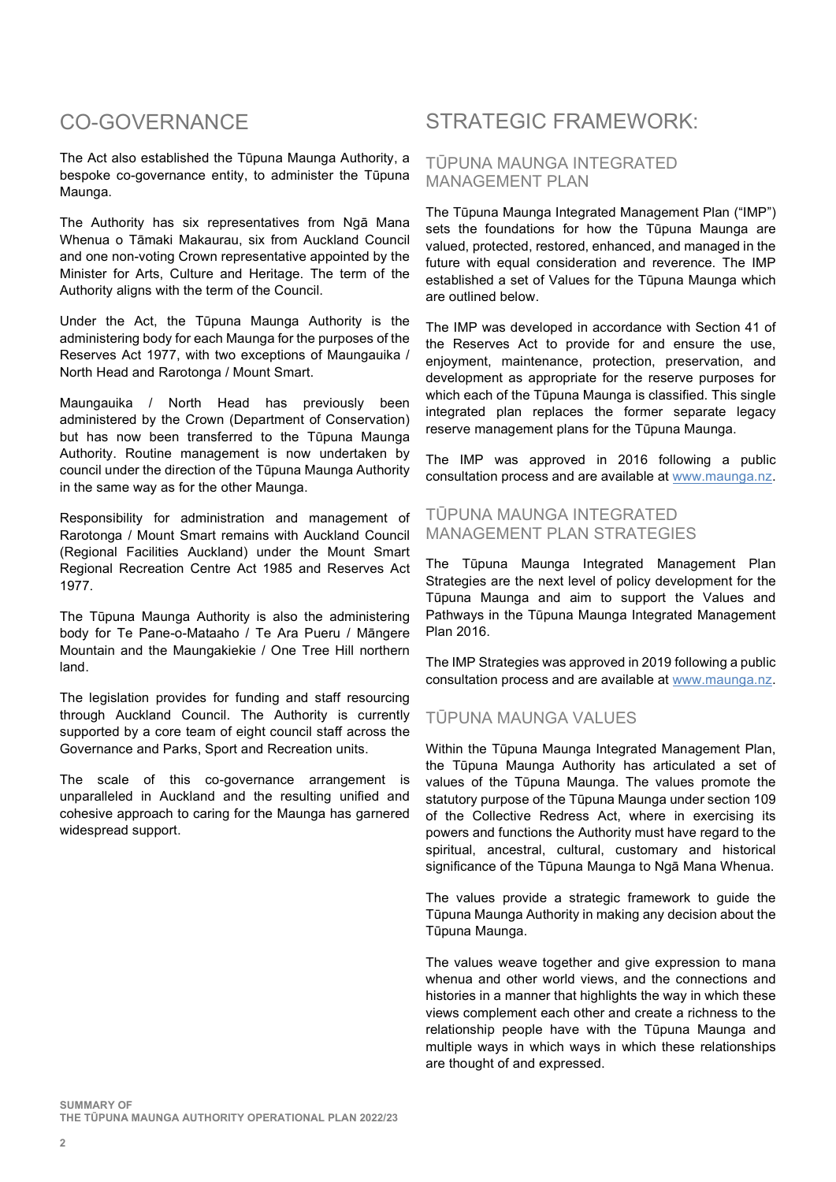# CO-GOVERNANCE

The Act also established the Tūpuna Maunga Authority, a bespoke co-governance entity, to administer the Tūpuna Maunga.

The Authority has six representatives from Ngā Mana Whenua o Tāmaki Makaurau, six from Auckland Council and one non-voting Crown representative appointed by the Minister for Arts, Culture and Heritage. The term of the Authority aligns with the term of the Council.

Under the Act, the Tūpuna Maunga Authority is the administering body for each Maunga for the purposes of the Reserves Act 1977, with two exceptions of Maungauika / North Head and Rarotonga / Mount Smart.

Maungauika / North Head has previously been administered by the Crown (Department of Conservation) but has now been transferred to the Tūpuna Maunga Authority. Routine management is now undertaken by council under the direction of the Tūpuna Maunga Authority in the same way as for the other Maunga.

Responsibility for administration and management of Rarotonga / Mount Smart remains with Auckland Council (Regional Facilities Auckland) under the Mount Smart Regional Recreation Centre Act 1985 and Reserves Act 1977.

The Tūpuna Maunga Authority is also the administering body for Te Pane-o-Mataaho / Te Ara Pueru / Māngere Mountain and the Maungakiekie / One Tree Hill northern land.

The legislation provides for funding and staff resourcing through Auckland Council. The Authority is currently supported by a core team of eight council staff across the Governance and Parks, Sport and Recreation units.

The scale of this co-governance arrangement is unparalleled in Auckland and the resulting unified and cohesive approach to caring for the Maunga has garnered widespread support.

# STRATEGIC FRAMEWORK:

## TŪPUNA MAUNGA INTEGRATED MANAGEMENT PLAN

The Tūpuna Maunga Integrated Management Plan ("IMP") sets the foundations for how the Tūpuna Maunga are valued, protected, restored, enhanced, and managed in the future with equal consideration and reverence. The IMP established a set of Values for the Tūpuna Maunga which are outlined below.

The IMP was developed in accordance with Section 41 of the Reserves Act to provide for and ensure the use, enjoyment, maintenance, protection, preservation, and development as appropriate for the reserve purposes for which each of the Tūpuna Maunga is classified. This single integrated plan replaces the former separate legacy reserve management plans for the Tūpuna Maunga.

The IMP was approved in 2016 following a public consultation process and are available at www.maunga.nz.

## TŪPUNA MAUNGA INTEGRATED MANAGEMENT PLAN STRATEGIES

The Tūpuna Maunga Integrated Management Plan Strategies are the next level of policy development for the Tūpuna Maunga and aim to support the Values and Pathways in the Tūpuna Maunga Integrated Management Plan 2016.

The IMP Strategies was approved in 2019 following a public consultation process and are available at www.maunga.nz.

## TŪPUNA MAUNGA VALUES

Within the Tūpuna Maunga Integrated Management Plan, the Tūpuna Maunga Authority has articulated a set of values of the Tūpuna Maunga. The values promote the statutory purpose of the Tūpuna Maunga under section 109 of the Collective Redress Act, where in exercising its powers and functions the Authority must have regard to the spiritual, ancestral, cultural, customary and historical significance of the Tūpuna Maunga to Ngā Mana Whenua.

The values provide a strategic framework to guide the Tūpuna Maunga Authority in making any decision about the Tūpuna Maunga.

The values weave together and give expression to mana whenua and other world views, and the connections and histories in a manner that highlights the way in which these views complement each other and create a richness to the relationship people have with the Tūpuna Maunga and multiple ways in which ways in which these relationships are thought of and expressed.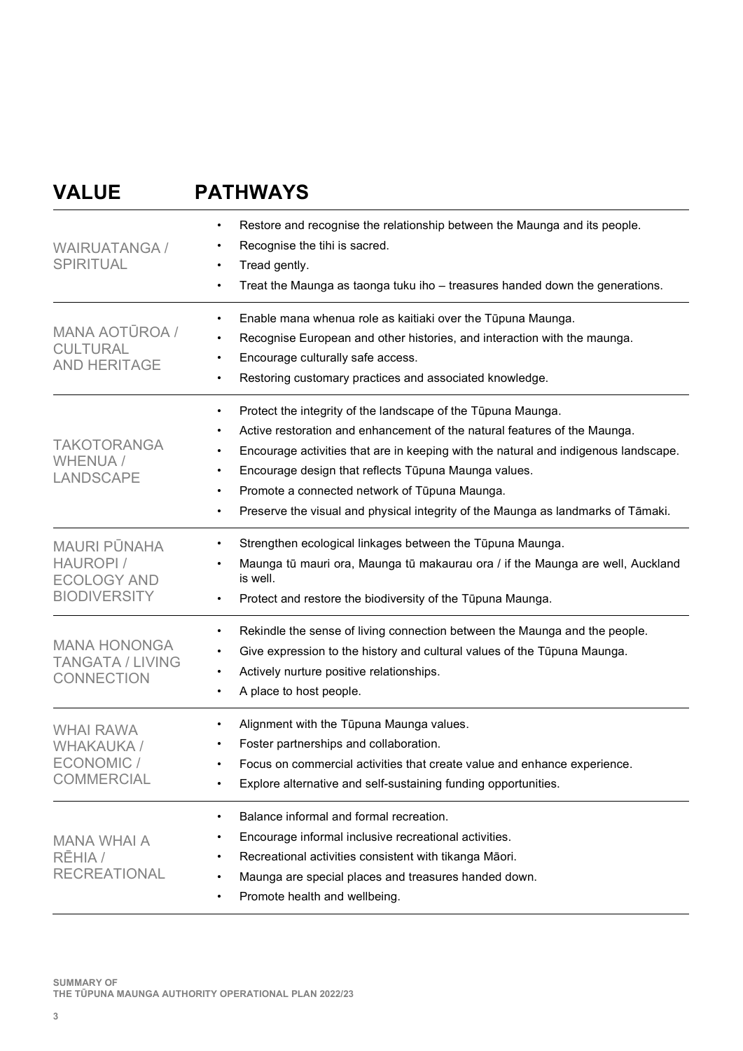| VALUE | PATHWAYS |
|---|---|
| WAIRUATANGA / SPIRITUAL | • Restore and recognise the relationship between the Maunga and its people.<br>• Recognise the tihi is sacred.<br>• Tread gently.<br>• Treat the Maunga as taonga tuku iho – treasures handed down the generations. |
| MANA AOTŪROA / CULTURAL AND HERITAGE | • Enable mana whenua role as kaitiaki over the Tūpuna Maunga.<br>• Recognise European and other histories, and interaction with the maunga.<br>• Encourage culturally safe access.<br>• Restoring customary practices and associated knowledge. |
| TAKOTORANGA WHENUA / LANDSCAPE | • Protect the integrity of the landscape of the Tūpuna Maunga.<br>• Active restoration and enhancement of the natural features of the Maunga.<br>• Encourage activities that are in keeping with the natural and indigenous landscape.<br>• Encourage design that reflects Tūpuna Maunga values.<br>• Promote a connected network of Tūpuna Maunga.<br>• Preserve the visual and physical integrity of the Maunga as landmarks of Tāmaki. |
| MAURI PŪNAHA HAUROPI / ECOLOGY AND BIODIVERSITY | • Strengthen ecological linkages between the Tūpuna Maunga.<br>• Maunga tū mauri ora, Maunga tū makaurau ora / if the Maunga are well, Auckland is well.<br>• Protect and restore the biodiversity of the Tūpuna Maunga. |
| MANA HONONGA TANGATA / LIVING CONNECTION | • Rekindle the sense of living connection between the Maunga and the people.<br>• Give expression to the history and cultural values of the Tūpuna Maunga.<br>• Actively nurture positive relationships.<br>• A place to host people. |
| WHAI RAWA WHAKAUKA / ECONOMIC / COMMERCIAL | • Alignment with the Tūpuna Maunga values.<br>• Foster partnerships and collaboration.<br>• Focus on commercial activities that create value and enhance experience.<br>• Explore alternative and self-sustaining funding opportunities. |
| MANA WHAI A RĒHIA / RECREATIONAL | • Balance informal and formal recreation.<br>• Encourage informal inclusive recreational activities.<br>• Recreational activities consistent with tikanga Māori.<br>• Maunga are special places and treasures handed down.<br>• Promote health and wellbeing. |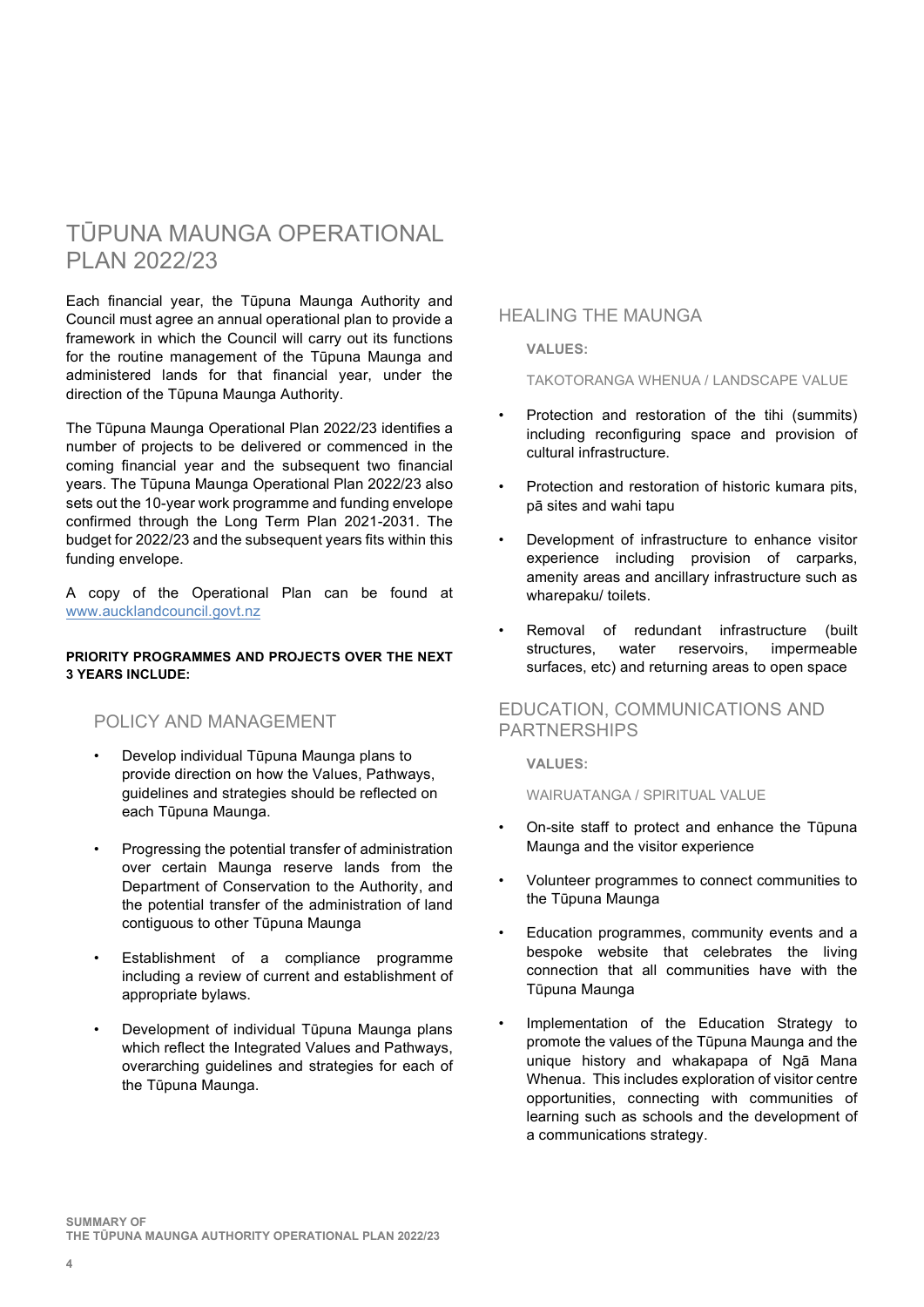# TŪPUNA MAUNGA OPERATIONAL PLAN 2022/23

Each financial year, the Tūpuna Maunga Authority and Council must agree an annual operational plan to provide a framework in which the Council will carry out its functions for the routine management of the Tūpuna Maunga and administered lands for that financial year, under the direction of the Tūpuna Maunga Authority.

The Tūpuna Maunga Operational Plan 2022/23 identifies a number of projects to be delivered or commenced in the coming financial year and the subsequent two financial years. The Tūpuna Maunga Operational Plan 2022/23 also sets out the 10-year work programme and funding envelope confirmed through the Long Term Plan 2021-2031. The budget for 2022/23 and the subsequent years fits within this funding envelope.

A copy of the Operational Plan can be found at www.aucklandcouncil.govt.nz

**PRIORITY PROGRAMMES AND PROJECTS OVER THE NEXT 3 YEARS INCLUDE:**

## POLICY AND MANAGEMENT

- Develop individual Tūpuna Maunga plans to provide direction on how the Values, Pathways, guidelines and strategies should be reflected on each Tūpuna Maunga.
- Progressing the potential transfer of administration over certain Maunga reserve lands from the Department of Conservation to the Authority, and the potential transfer of the administration of land contiguous to other Tūpuna Maunga
- Establishment of a compliance programme including a review of current and establishment of appropriate bylaws.
- Development of individual Tūpuna Maunga plans which reflect the Integrated Values and Pathways, overarching guidelines and strategies for each of the Tūpuna Maunga.

## HEALING THE MAUNGA

**VALUES:**

TAKOTORANGA WHENUA / LANDSCAPE VALUE

- Protection and restoration of the tihi (summits) including reconfiguring space and provision of cultural infrastructure.
- Protection and restoration of historic kumara pits, pā sites and wahi tapu
- Development of infrastructure to enhance visitor experience including provision of carparks, amenity areas and ancillary infrastructure such as wharepaku/ toilets.
- Removal of redundant infrastructure (built structures, water reservoirs, impermeable surfaces, etc) and returning areas to open space

## EDUCATION, COMMUNICATIONS AND PARTNERSHIPS

**VALUES:**

WAIRUATANGA / SPIRITUAL VALUE

- On-site staff to protect and enhance the Tūpuna Maunga and the visitor experience
- Volunteer programmes to connect communities to the Tūpuna Maunga
- Education programmes, community events and a bespoke website that celebrates the living connection that all communities have with the Tūpuna Maunga
- Implementation of the Education Strategy to promote the values of the Tūpuna Maunga and the unique history and whakapapa of Ngā Mana Whenua. This includes exploration of visitor centre opportunities, connecting with communities of learning such as schools and the development of a communications strategy.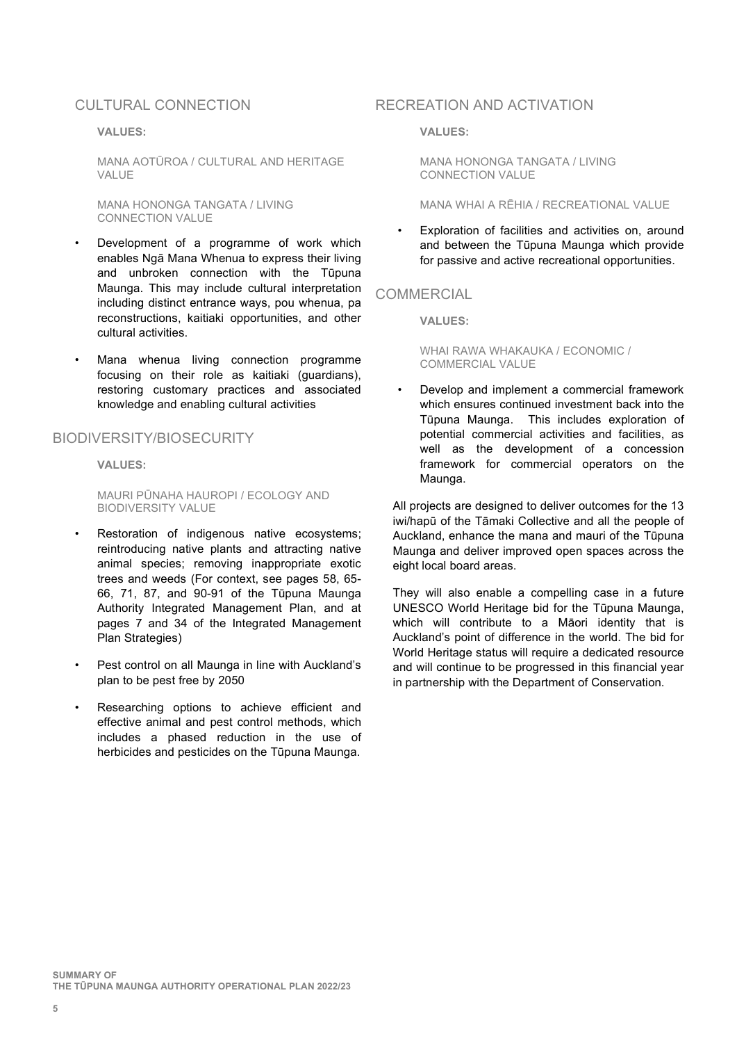## CULTURAL CONNECTION

**VALUES:**

MANA AOTŪROA / CULTURAL AND HERITAGE VALUE

MANA HONONGA TANGATA / LIVING CONNECTION VALUE

- Development of a programme of work which enables Ngā Mana Whenua to express their living and unbroken connection with the Tūpuna Maunga. This may include cultural interpretation including distinct entrance ways, pou whenua, pa reconstructions, kaitiaki opportunities, and other cultural activities.
- Mana whenua living connection programme focusing on their role as kaitiaki (guardians), restoring customary practices and associated knowledge and enabling cultural activities

## BIODIVERSITY/BIOSECURITY

**VALUES:**

MAURI PŪNAHA HAUROPI / ECOLOGY AND BIODIVERSITY VALUE

- Restoration of indigenous native ecosystems; reintroducing native plants and attracting native animal species; removing inappropriate exotic trees and weeds (For context, see pages 58, 65-66, 71, 87, and 90-91 of the Tūpuna Maunga Authority Integrated Management Plan, and at pages 7 and 34 of the Integrated Management Plan Strategies)
- Pest control on all Maunga in line with Auckland's plan to be pest free by 2050
- Researching options to achieve efficient and effective animal and pest control methods, which includes a phased reduction in the use of herbicides and pesticides on the Tūpuna Maunga.

## RECREATION AND ACTIVATION

**VALUES:**

MANA HONONGA TANGATA / LIVING CONNECTION VALUE

MANA WHAI A RĒHIA / RECREATIONAL VALUE

- Exploration of facilities and activities on, around and between the Tūpuna Maunga which provide for passive and active recreational opportunities.

## COMMERCIAL

**VALUES:**

WHAI RAWA WHAKAUKA / ECONOMIC / COMMERCIAL VALUE

- Develop and implement a commercial framework which ensures continued investment back into the Tūpuna Maunga. This includes exploration of potential commercial activities and facilities, as well as the development of a concession framework for commercial operators on the Maunga.

All projects are designed to deliver outcomes for the 13 iwi/hapū of the Tāmaki Collective and all the people of Auckland, enhance the mana and mauri of the Tūpuna Maunga and deliver improved open spaces across the eight local board areas.

They will also enable a compelling case in a future UNESCO World Heritage bid for the Tūpuna Maunga, which will contribute to a Māori identity that is Auckland's point of difference in the world. The bid for World Heritage status will require a dedicated resource and will continue to be progressed in this financial year in partnership with the Department of Conservation.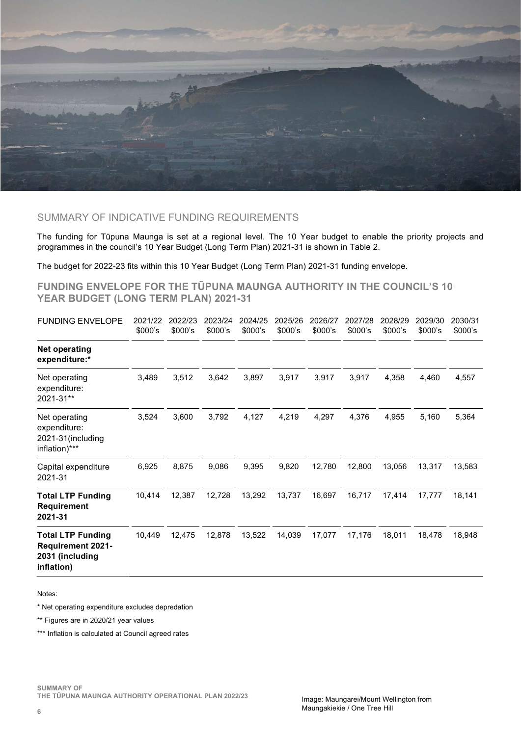## SUMMARY OF INDICATIVE FUNDING REQUIREMENTS

The funding for Tūpuna Maunga is set at a regional level. The 10 Year budget to enable the priority projects and programmes in the council's 10 Year Budget (Long Term Plan) 2021-31 is shown in Table 2.

The budget for 2022-23 fits within this 10 Year Budget (Long Term Plan) 2021-31 funding envelope.

### FUNDING ENVELOPE FOR THE TŪPUNA MAUNGA AUTHORITY IN THE COUNCIL'S 10 YEAR BUDGET (LONG TERM PLAN) 2021-31

| FUNDING ENVELOPE | 2021/22 $000's | 2022/23 $000's | 2023/24 $000's | 2024/25 $000's | 2025/26 $000's | 2026/27 $000's | 2027/28 $000's | 2028/29 $000's | 2029/30 $000's | 2030/31 $000's |
|---|---|---|---|---|---|---|---|---|---|---|
| **Net operating expenditure:*** | | | | | | | | | | |
| Net operating expenditure: 2021-31** | 3,489 | 3,512 | 3,642 | 3,897 | 3,917 | 3,917 | 3,917 | 4,358 | 4,460 | 4,557 |
| Net operating expenditure: 2021-31(including inflation)*** | 3,524 | 3,600 | 3,792 | 4,127 | 4,219 | 4,297 | 4,376 | 4,955 | 5,160 | 5,364 |
| Capital expenditure 2021-31 | 6,925 | 8,875 | 9,086 | 9,395 | 9,820 | 12,780 | 12,800 | 13,056 | 13,317 | 13,583 |
| **Total LTP Funding Requirement 2021-31** | 10,414 | 12,387 | 12,728 | 13,292 | 13,737 | 16,697 | 16,717 | 17,414 | 17,777 | 18,141 |
| **Total LTP Funding Requirement 2021-2031 (including inflation)** | 10,449 | 12,475 | 12,878 | 13,522 | 14,039 | 17,077 | 17,176 | 18,011 | 18,478 | 18,948 |

Notes:

* Net operating expenditure excludes depredation

** Figures are in 2020/21 year values

*** Inflation is calculated at Council agreed rates

Image: Maungarei/Mount Wellington from Maungakiekie / One Tree Hill